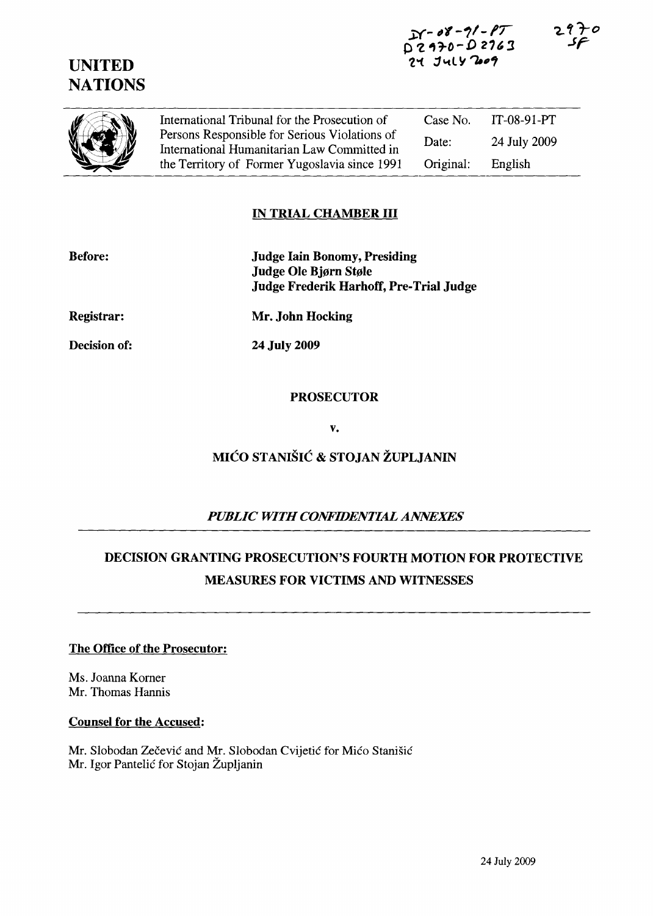IT-08-91-PT
D2970-D2763
24 July 2009

2970
SF

# UNITED NATIONS

| International Tribunal for the Prosecution of Persons Responsible for Serious Violations of International Humanitarian Law Committed in the Territory of Former Yugoslavia since 1991 | Case No. | IT-08-91-PT |
|---|---|---|
| | Date: | 24 July 2009 |
| | Original: | English |

**IN TRIAL CHAMBER III**

**Before:** **Judge Iain Bonomy, Presiding**
**Judge Ole Bjørn Støle**
**Judge Frederik Harhoff, Pre-Trial Judge**

**Registrar:** **Mr. John Hocking**

**Decision of:** **24 July 2009**

**PROSECUTOR**

**v.**

**MIĆO STANIŠIĆ & STOJAN ŽUPLJANIN**

*PUBLIC WITH CONFIDENTIAL ANNEXES*

## DECISION GRANTING PROSECUTION'S FOURTH MOTION FOR PROTECTIVE MEASURES FOR VICTIMS AND WITNESSES

**The Office of the Prosecutor:**

Ms. Joanna Korner
Mr. Thomas Hannis

**Counsel for the Accused:**

Mr. Slobodan Zečević and Mr. Slobodan Cvijetić for Mićo Stanišić
Mr. Igor Pantelić for Stojan Župljanin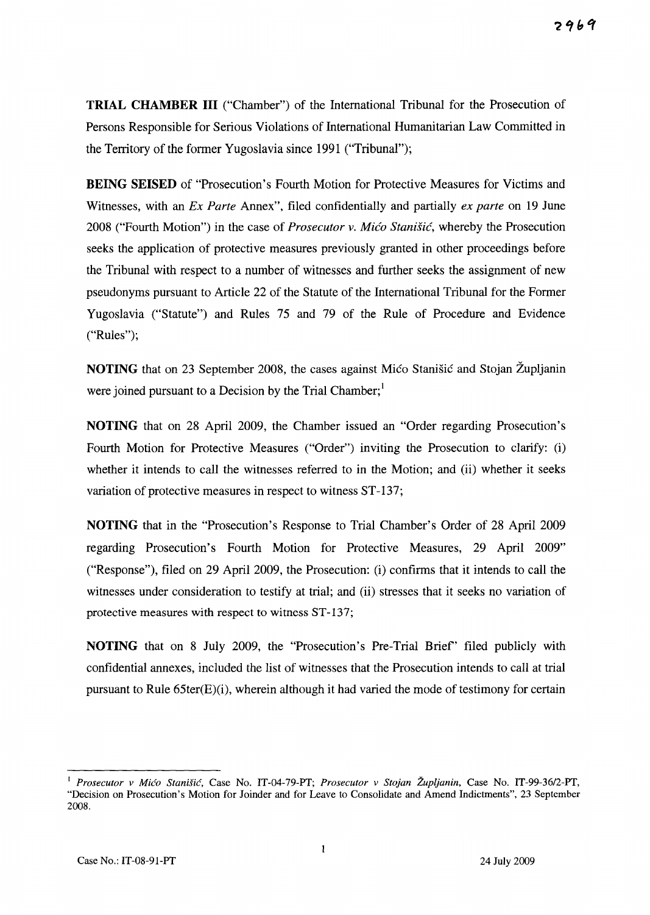**TRIAL CHAMBER III** ("Chamber") of the International Tribunal for the Prosecution of Persons Responsible for Serious Violations of International Humanitarian Law Committed in the Territory of the former Yugoslavia since 1991 ("Tribunal");

**BEING SEISED** of "Prosecution's Fourth Motion for Protective Measures for Victims and Witnesses, with an *Ex Parte* Annex", filed confidentially and partially *ex parte* on 19 June 2008 ("Fourth Motion") in the case of *Prosecutor v. Mićo Stanišić*, whereby the Prosecution seeks the application of protective measures previously granted in other proceedings before the Tribunal with respect to a number of witnesses and further seeks the assignment of new pseudonyms pursuant to Article 22 of the Statute of the International Tribunal for the Former Yugoslavia ("Statute") and Rules 75 and 79 of the Rule of Procedure and Evidence ("Rules");

**NOTING** that on 23 September 2008, the cases against Mićo Stanišić and Stojan Župljanin were joined pursuant to a Decision by the Trial Chamber;[1]

**NOTING** that on 28 April 2009, the Chamber issued an "Order regarding Prosecution's Fourth Motion for Protective Measures ("Order") inviting the Prosecution to clarify: (i) whether it intends to call the witnesses referred to in the Motion; and (ii) whether it seeks variation of protective measures in respect to witness ST-137;

**NOTING** that in the "Prosecution's Response to Trial Chamber's Order of 28 April 2009 regarding Prosecution's Fourth Motion for Protective Measures, 29 April 2009" ("Response"), filed on 29 April 2009, the Prosecution: (i) confirms that it intends to call the witnesses under consideration to testify at trial; and (ii) stresses that it seeks no variation of protective measures with respect to witness ST-137;

**NOTING** that on 8 July 2009, the "Prosecution's Pre-Trial Brief" filed publicly with confidential annexes, included the list of witnesses that the Prosecution intends to call at trial pursuant to Rule 65ter(E)(i), wherein although it had varied the mode of testimony for certain

---

[1] *Prosecutor v Mićo Stanišić*, Case No. IT-04-79-PT; *Prosecutor v Stojan Župljanin*, Case No. IT-99-36/2-PT, "Decision on Prosecution's Motion for Joinder and for Leave to Consolidate and Amend Indictments", 23 September 2008.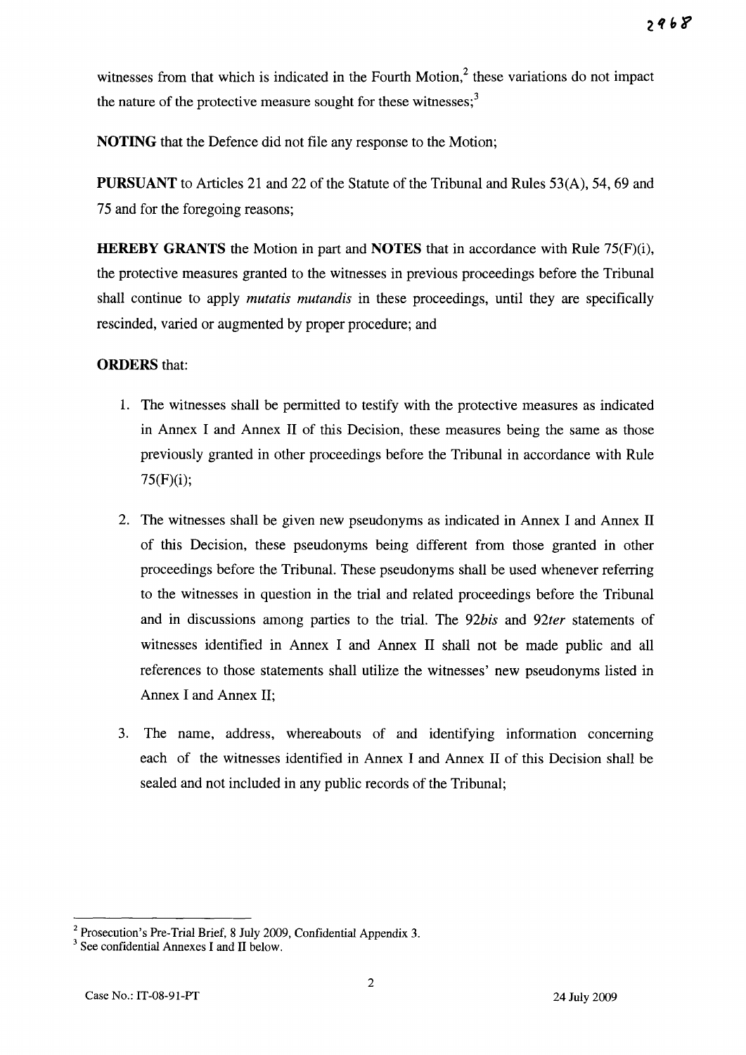witnesses from that which is indicated in the Fourth Motion,[2] these variations do not impact the nature of the protective measure sought for these witnesses;[3]

**NOTING** that the Defence did not file any response to the Motion;

**PURSUANT** to Articles 21 and 22 of the Statute of the Tribunal and Rules 53(A), 54, 69 and 75 and for the foregoing reasons;

**HEREBY GRANTS** the Motion in part and **NOTES** that in accordance with Rule 75(F)(i), the protective measures granted to the witnesses in previous proceedings before the Tribunal shall continue to apply *mutatis mutandis* in these proceedings, until they are specifically rescinded, varied or augmented by proper procedure; and

**ORDERS** that:

1. The witnesses shall be permitted to testify with the protective measures as indicated in Annex I and Annex II of this Decision, these measures being the same as those previously granted in other proceedings before the Tribunal in accordance with Rule 75(F)(i);

2. The witnesses shall be given new pseudonyms as indicated in Annex I and Annex II of this Decision, these pseudonyms being different from those granted in other proceedings before the Tribunal. These pseudonyms shall be used whenever referring to the witnesses in question in the trial and related proceedings before the Tribunal and in discussions among parties to the trial. The 92*bis* and 92*ter* statements of witnesses identified in Annex I and Annex II shall not be made public and all references to those statements shall utilize the witnesses' new pseudonyms listed in Annex I and Annex II;

3. The name, address, whereabouts of and identifying information concerning each of the witnesses identified in Annex I and Annex II of this Decision shall be sealed and not included in any public records of the Tribunal;

---

[2] Prosecution's Pre-Trial Brief, 8 July 2009, Confidential Appendix 3.

[3] See confidential Annexes I and II below.

Case No.: IT-08-91-PT 24 July 2009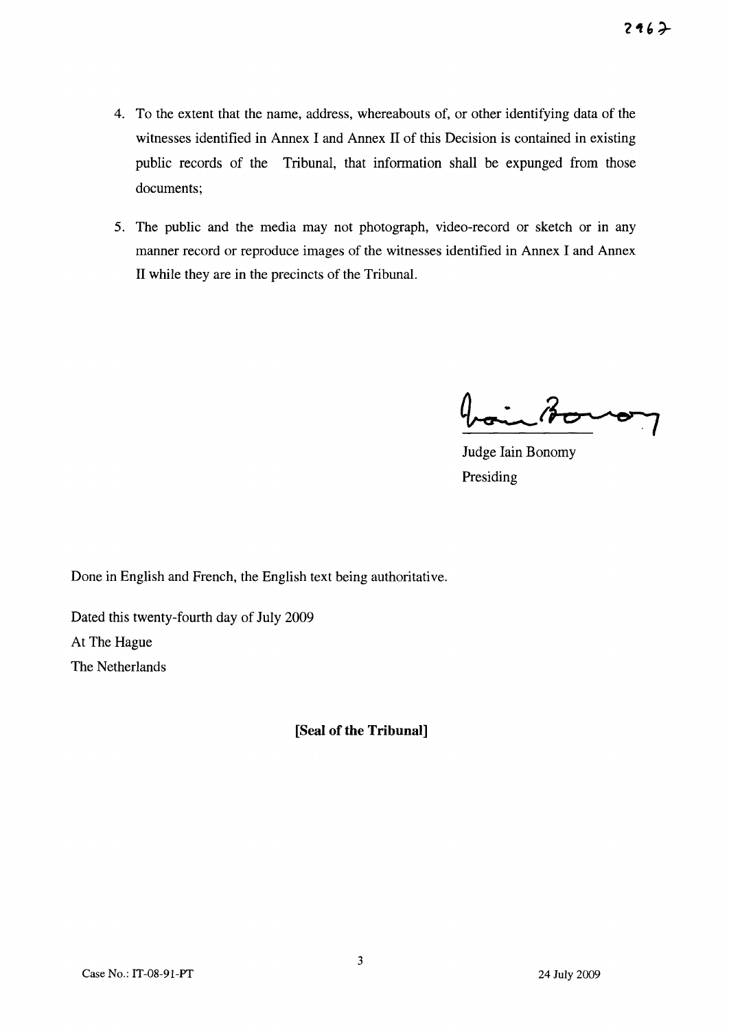4. To the extent that the name, address, whereabouts of, or other identifying data of the witnesses identified in Annex I and Annex II of this Decision is contained in existing public records of the Tribunal, that information shall be expunged from those documents;

5. The public and the media may not photograph, video-record or sketch or in any manner record or reproduce images of the witnesses identified in Annex I and Annex II while they are in the precincts of the Tribunal.

Judge Iain Bonomy
Presiding

Done in English and French, the English text being authoritative.

Dated this twenty-fourth day of July 2009
At The Hague
The Netherlands

**[Seal of the Tribunal]**